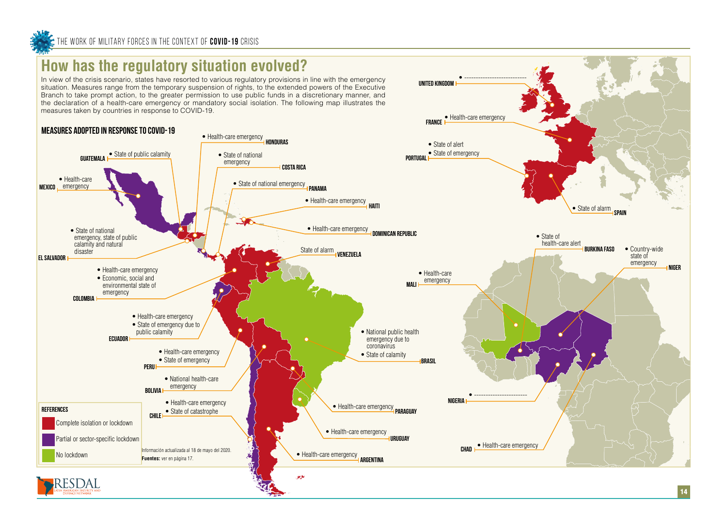# How has the regulatory situation evolved?

In view of the crisis scenario, states have resorted to various regulatory provisions in line with the emergency situation. Measures range from the temporary suspension of rights, to the extended powers of the Executive Branch to take prompt action, to the greater permission to use public funds in a discretionary manner, and the declaration of a health-care emergency or mandatory social isolation. The following map illustrates the measures taken by countries in response to COVID-19.

## MEASURES ADOPTED IN RESPONSE TO COVID-19

**MEXICO**
- Health-care emergency

**GUATEMALA**
- State of public calamity

**HONDURAS**
- Health-care emergency

**EL SALVADOR**
- State of national emergency, state of public calamity and natural disaster

**COSTA RICA**
- State of national emergency

**PANAMA**
- State of national emergency

**HAITI**
- Health-care emergency

**DOMINICAN REPUBLIC**
- Health-care emergency

**VENEZUELA**

State of alarm

**COLOMBIA**
- Health-care emergency
- Economic, social and environmental state of emergency

**ECUADOR**
- Health-care emergency
- State of emergency due to public calamity

**PERU**
- Health-care emergency
- State of emergency

**BOLIVIA**
- National health-care emergency

**BRASIL**
- National public health emergency due to coronavirus
- State of calamity

**CHILE**
- Health-care emergency
- State of catastrophe

**PARAGUAY**
- Health-care emergency

**URUGUAY**
- Health-care emergency

**ARGENTINA**
- Health-care emergency

**UNITED KINGDOM**
- ---------------------------

**FRANCE**
- Health-care emergency

**PORTUGAL**
- State of alert
- State of emergency

**SPAIN**
- State of alarm

**BURKINA FASO**
- State of health-care alert

**NIGER**
- Country-wide state of emergency

**MALI**
- Health-care emergency

**NIGERIA**
- -----------------------

**CHAD**
- Health-care emergency

**REFERENCES**
- Complete isolation or lockdown
- Partial or sector-specific lockdown
- No lockdown

Información actualizada al 18 de mayo del 2020.

**Fuentes:** ver en página 17.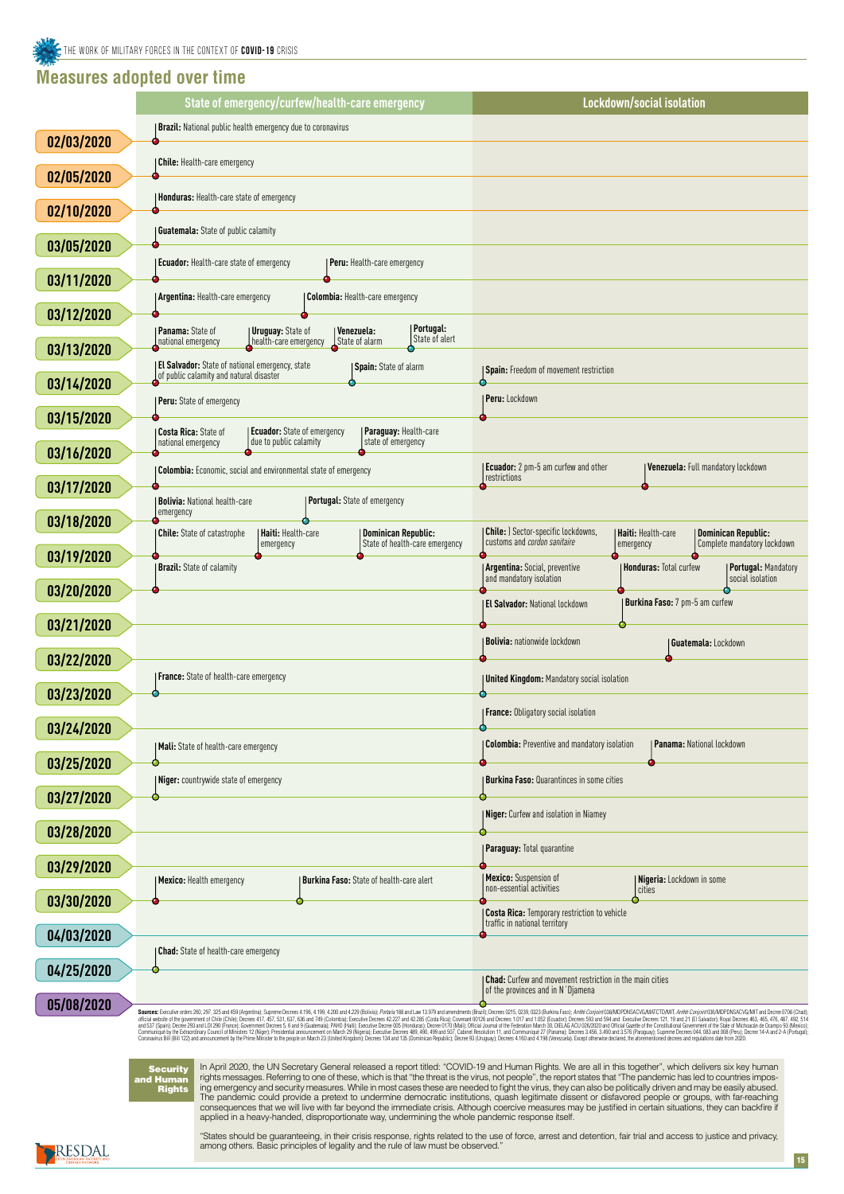## Measures adopted over time

| Date | State of emergency/curfew/health-care emergency | Lockdown/social isolation |
|---|---|---|
| 02/03/2020 | **Brazil:** National public health emergency due to coronavirus | |
| 02/05/2020 | **Chile:** Health-care emergency | |
| 02/10/2020 | **Honduras:** Health-care state of emergency | |
| 03/05/2020 | **Guatemala:** State of public calamity | |
| 03/11/2020 | **Ecuador:** Health-care state of emergency; **Peru:** Health-care emergency | |
| 03/12/2020 | **Argentina:** Health-care emergency; **Colombia:** Health-care emergency | |
| 03/13/2020 | **Panama:** State of national emergency; **Uruguay:** State of health-care emergency; **Venezuela:** State of alarm; **Portugal:** State of alert | |
| 03/14/2020 | **El Salvador:** State of national emergency, state of public calamity and natural disaster; **Spain:** State of alarm | **Spain:** Freedom of movement restriction |
| 03/15/2020 | **Peru:** State of emergency | **Peru:** Lockdown |
| 03/16/2020 | **Costa Rica:** State of national emergency; **Ecuador:** State of emergency due to public calamity; **Paraguay:** Health-care state of emergency | |
| 03/17/2020 | **Colombia:** Economic, social and environmental state of emergency | **Ecuador:** 2 pm-5 am curfew and other restrictions; **Venezuela:** Full mandatory lockdown |
| 03/18/2020 | **Bolivia:** National health-care emergency; **Portugal:** State of emergency | |
| 03/19/2020 | **Chile:** State of catastrophe; **Haiti:** Health-care emergency; **Dominican Republic:** State of health-care emergency | **Chile:** Sector-specific lockdowns, customs and *cordon sanitaire*; **Haiti:** Health-care emergency; **Dominican Republic:** Complete mandatory lockdown |
| 03/20/2020 | **Brazil:** State of calamity | **Argentina:** Social, preventive and mandatory isolation; **Honduras:** Total curfew; **Portugal:** Mandatory social isolation |
| 03/21/2020 | | **El Salvador:** National lockdown; **Burkina Faso:** 7 pm-5 am curfew |
| 03/22/2020 | | **Bolivia:** nationwide lockdown; **Guatemala:** Lockdown |
| 03/23/2020 | **France:** State of health-care emergency | **United Kingdom:** Mandatory social isolation |
| 03/24/2020 | | **France:** Obligatory social isolation |
| 03/25/2020 | **Mali:** State of health-care emergency | **Colombia:** Preventive and mandatory isolation; **Panama:** National lockdown |
| 03/27/2020 | **Niger:** countrywide state of emergency | **Burkina Faso:** Quarantines in some cities |
| 03/28/2020 | | **Niger:** Curfew and isolation in Niamey |
| 03/29/2020 | | **Paraguay:** Total quarantine |
| 03/30/2020 | **Mexico:** Health emergency; **Burkina Faso:** State of health-care alert | **Mexico:** Suspension of non-essential activities; **Nigeria:** Lockdown in some cities |
| 04/03/2020 | | **Costa Rica:** Temporary restriction to vehicle traffic in national territory |
| 04/25/2020 | **Chad:** State of health-care emergency | |
| 05/08/2020 | | **Chad:** Curfew and movement restriction in the main cities of the provinces and in N´Djamena |

**Sources:** Executive orders 260, 297, 325 and 459 (Argentina); Supreme Decrees 4.196, 4.199, 4.200 and 4.229 (Bolivia); *Portaria* 188 and Law 13.979 and amendments (Brazil); Decrees 0215, 0239, 0323 (Burkina Faso); *Arrêté Conjoint*038/MDPDNSACVG/MATCTD/MIT, *Arrêté Conjoint*036/MDPDNSACVG/MIT and Decree 0708 (Chad); official website of the government of Chile (Chile); Decrees 417, 457, 531, 637, 636 and 749 (Colombia); Executive Decrees 42.227 and 42.285 (Costa Rica); Covenant 00126 and Decrees 1.017 and 1.052 (Ecuador); Decrees 593 and 594 and Executive Decrees 121, 19 and 21 (El Salvador); Royal Decrees 463, 465, 476, 487, 492, 514 and 537 (Spain); Decree 290 and LDI 290 (France); Government Decrees 5, 6 and 9 (Guatemala); PAHO (Haiti); Executive Decree 005 (Honduras); Decree 0170 (Mali); Official Journal of the Federation March 30, DIELAG ACU 026/2020 and Official Gazette of the Constitutional Government of the State of Michoacán de Ocampo 93 (Mexico); Communiqué by the Extraordinary Council of Ministers 12 (Niger); Presidential announcement on March 29 (Nigeria); Executive Decrees 489, 490, 499 and 507, Cabinet Resolution 11, and Communiqué 27 (Panama); Decrees 3.456, 3.490 and 3.576 (Paraguay); Supreme Decrees 044, 083 and 008 (Peru); Decree 14-A and 2-A (Portugal); Coronavirus Bill (Bill 122) and announcement by the Prime Minister to the people on March 23 (United Kingdom); Decrees 134 and 135 (Dominican Republic); Decree 93 (Uruguay); Decrees 4.160 and 4.198 (Venezuela). Except otherwise declared, the aforementioned decrees and regulations date from 2020.

**Security and Human Rights**

In April 2020, the UN Secretary General released a report titled: "COVID-19 and Human Rights. We are all in this together", which delivers six key human rights messages. Referring to one of these, which is that "the threat is the virus, not people", the report states that "The pandemic has led to countries imposing emergency and security measures. While in most cases these are needed to fight the virus, they can also be politically driven and may be easily abused. The pandemic could provide a pretext to undermine democratic institutions, quash legitimate dissent or disfavored people or groups, with far-reaching consequences that we will live with far beyond the immediate crisis. Although coercive measures may be justified in certain situations, they can backfire if applied in a heavy-handed, disproportionate way, undermining the whole pandemic response itself.

"States should be guaranteeing, in their crisis response, rights related to the use of force, arrest and detention, fair trial and access to justice and privacy, among others. Basic principles of legality and the rule of law must be observed."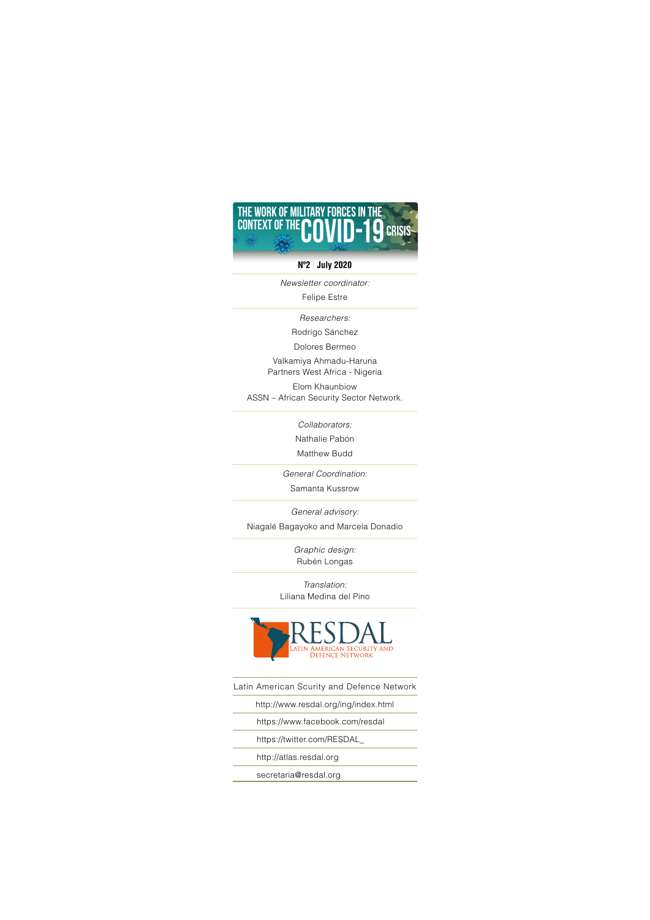# THE WORK OF MILITARY FORCES IN THE CONTEXT OF THE COVID-19 CRISIS

**Nº2 | July 2020**

*Newsletter coordinator:*

Felipe Estre

*Researchers:*

Rodrigo Sánchez

Dolores Bermeo

Valkamiya Ahmadu-Haruna
Partners West Africa - Nigeria

Elom Khaunbiow
ASSN – African Security Sector Network.

*Collaborators:*

Nathalie Pabón

Matthew Budd

*General Coordination:*

Samanta Kussrow

*General advisory:*

Niagalé Bagayoko and Marcela Donadio

*Graphic design:*
Rubén Longas

*Translation:*
Liliana Medina del Pino

RESDAL
LATIN AMERICAN SECURITY AND DEFENCE NETWORK

Latin American Scurity and Defence Network

http://www.resdal.org/ing/index.html

https://www.facebook.com/resdal

https://twitter.com/RESDAL_

http://atlas.resdal.org

secretaria@resdal.org